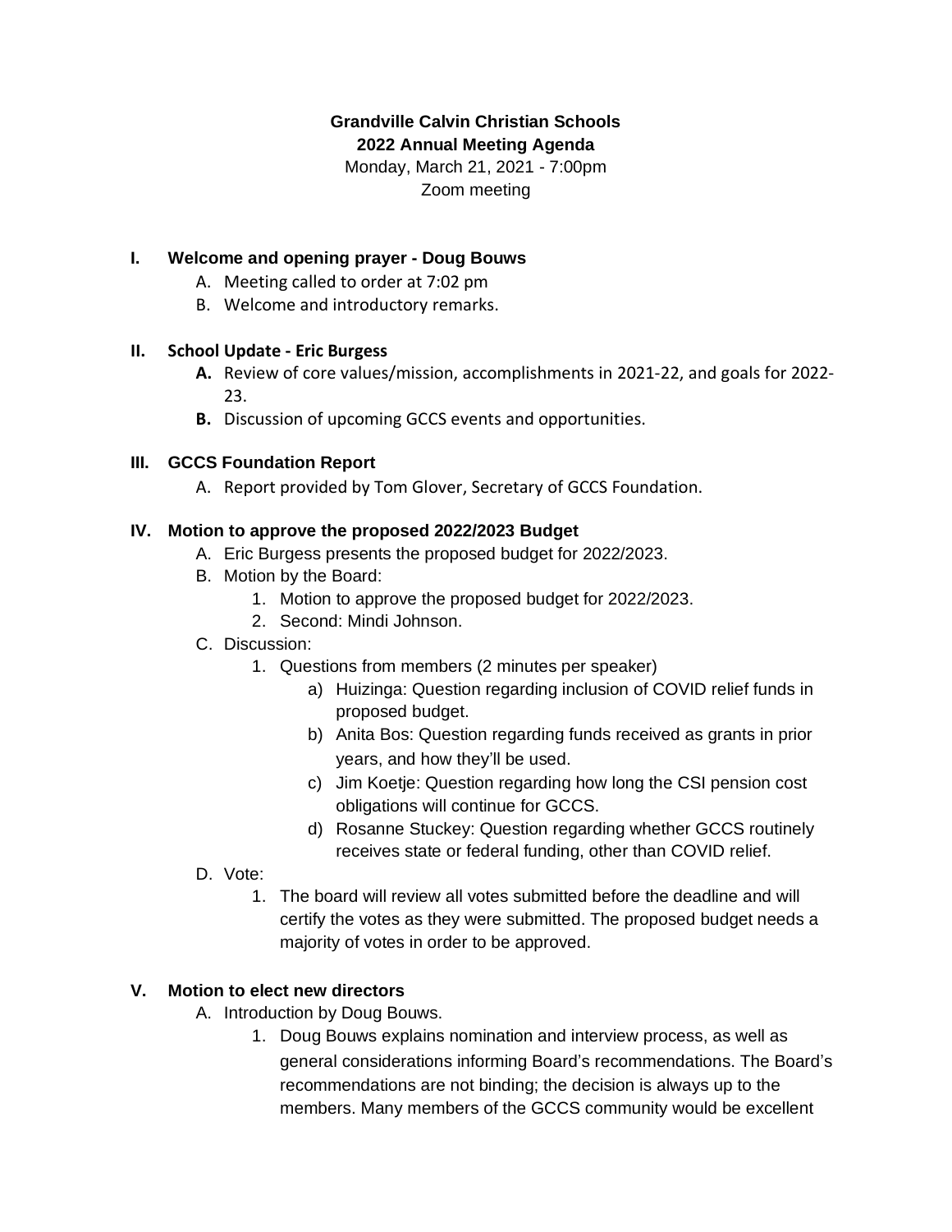**Grandville Calvin Christian Schools**
**2022 Annual Meeting Agenda**
Monday, March 21, 2021 - 7:00pm
Zoom meeting

## I. Welcome and opening prayer - Doug Bouws

A. Meeting called to order at 7:02 pm
B. Welcome and introductory remarks.

## II. School Update - Eric Burgess

**A.** Review of core values/mission, accomplishments in 2021-22, and goals for 2022-23.
**B.** Discussion of upcoming GCCS events and opportunities.

## III. GCCS Foundation Report

A. Report provided by Tom Glover, Secretary of GCCS Foundation.

## IV. Motion to approve the proposed 2022/2023 Budget

A. Eric Burgess presents the proposed budget for 2022/2023.
B. Motion by the Board:
   1. Motion to approve the proposed budget for 2022/2023.
   2. Second: Mindi Johnson.
C. Discussion:
   1. Questions from members (2 minutes per speaker)
      a) Huizinga: Question regarding inclusion of COVID relief funds in proposed budget.
      b) Anita Bos: Question regarding funds received as grants in prior years, and how they'll be used.
      c) Jim Koetje: Question regarding how long the CSI pension cost obligations will continue for GCCS.
      d) Rosanne Stuckey: Question regarding whether GCCS routinely receives state or federal funding, other than COVID relief.
D. Vote:
   1. The board will review all votes submitted before the deadline and will certify the votes as they were submitted. The proposed budget needs a majority of votes in order to be approved.

## V. Motion to elect new directors

A. Introduction by Doug Bouws.
   1. Doug Bouws explains nomination and interview process, as well as general considerations informing Board's recommendations. The Board's recommendations are not binding; the decision is always up to the members. Many members of the GCCS community would be excellent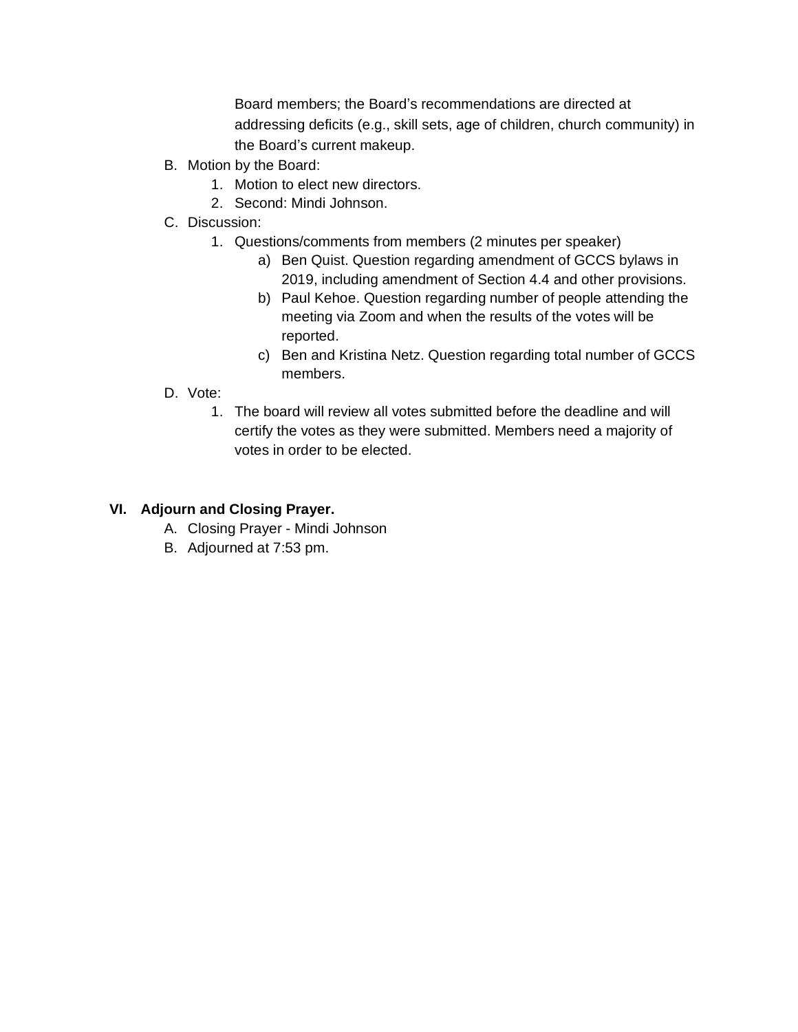Board members; the Board's recommendations are directed at addressing deficits (e.g., skill sets, age of children, church community) in the Board's current makeup.

B. Motion by the Board:
    1. Motion to elect new directors.
    2. Second: Mindi Johnson.

C. Discussion:
    1. Questions/comments from members (2 minutes per speaker)
        a) Ben Quist. Question regarding amendment of GCCS bylaws in 2019, including amendment of Section 4.4 and other provisions.
        b) Paul Kehoe. Question regarding number of people attending the meeting via Zoom and when the results of the votes will be reported.
        c) Ben and Kristina Netz. Question regarding total number of GCCS members.

D. Vote:
    1. The board will review all votes submitted before the deadline and will certify the votes as they were submitted. Members need a majority of votes in order to be elected.

**VI. Adjourn and Closing Prayer.**

A. Closing Prayer - Mindi Johnson

B. Adjourned at 7:53 pm.